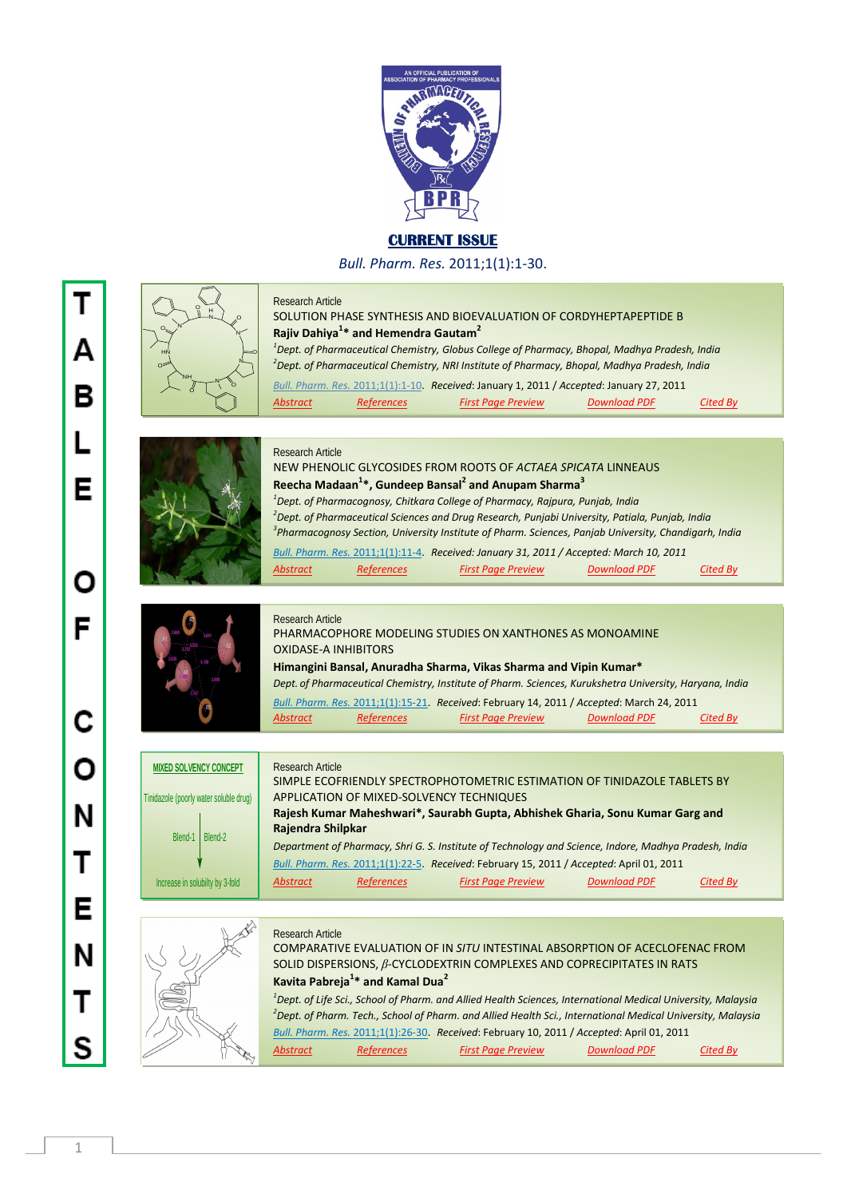AN OFFICIAL PUBLICATION OF ASSOCIATION OF PHARMACY PROFESSIONALS

# CURRENT ISSUE

*Bull. Pharm. Res.* 2011;1(1):1-30.

## TABLE OF CONTENTS

---

Research Article

**SOLUTION PHASE SYNTHESIS AND BIOEVALUATION OF CORDYHEPTAPEPTIDE B**

**Rajiv Dahiya[1]* and Hemendra Gautam[2]**

[1]*Dept. of Pharmaceutical Chemistry, Globus College of Pharmacy, Bhopal, Madhya Pradesh, India*

[2]*Dept. of Pharmaceutical Chemistry, NRI Institute of Pharmacy, Bhopal, Madhya Pradesh, India*

*Bull. Pharm. Res.* 2011;1(1):1-10. *Received*: January 1, 2011 / *Accepted*: January 27, 2011

*Abstract* | *References* | *First Page Preview* | *Download PDF* | *Cited By*

---

Research Article

**NEW PHENOLIC GLYCOSIDES FROM ROOTS OF *ACTAEA SPICATA* LINNEAUS**

**Reecha Madaan[1]*, Gundeep Bansal[2] and Anupam Sharma[3]**

[1]*Dept. of Pharmacognosy, Chitkara College of Pharmacy, Rajpura, Punjab, India*

[2]*Dept. of Pharmaceutical Sciences and Drug Research, Punjabi University, Patiala, Punjab, India*

[3]*Pharmacognosy Section, University Institute of Pharm. Sciences, Panjab University, Chandigarh, India*

*Bull. Pharm. Res.* 2011;1(1):11-4. *Received: January 31, 2011 / Accepted: March 10, 2011*

*Abstract* | *References* | *First Page Preview* | *Download PDF* | *Cited By*

---

Research Article

**PHARMACOPHORE MODELING STUDIES ON XANTHONES AS MONOAMINE OXIDASE-A INHIBITORS**

**Himangini Bansal, Anuradha Sharma, Vikas Sharma and Vipin Kumar***

*Dept. of Pharmaceutical Chemistry, Institute of Pharm. Sciences, Kurukshetra University, Haryana, India*

*Bull. Pharm. Res.* 2011;1(1):15-21. *Received*: February 14, 2011 / *Accepted*: March 24, 2011

*Abstract* | *References* | *First Page Preview* | *Download PDF* | *Cited By*

---

MIXED SOLVENCY CONCEPT

Tinidazole (poorly water soluble drug)

Blend-1 | Blend-2

Increase in solubility by 3-fold

Research Article

**SIMPLE ECOFRIENDLY SPECTROPHOTOMETRIC ESTIMATION OF TINIDAZOLE TABLETS BY APPLICATION OF MIXED-SOLVENCY TECHNIQUES**

**Rajesh Kumar Maheshwari*, Saurabh Gupta, Abhishek Gharia, Sonu Kumar Garg and Rajendra Shilpkar**

*Department of Pharmacy, Shri G. S. Institute of Technology and Science, Indore, Madhya Pradesh, India*

*Bull. Pharm. Res.* 2011;1(1):22-5. *Received*: February 15, 2011 / *Accepted*: April 01, 2011

*Abstract* | *References* | *First Page Preview* | *Download PDF* | *Cited By*

---

Research Article

**COMPARATIVE EVALUATION OF IN *SITU* INTESTINAL ABSORPTION OF ACECLOFENAC FROM SOLID DISPERSIONS, $\beta$-CYCLODEXTRIN COMPLEXES AND COPRECIPITATES IN RATS**

**Kavita Pabreja[1]* and Kamal Dua[2]**

[1]*Dept. of Life Sci., School of Pharm. and Allied Health Sciences, International Medical University, Malaysia*

[2]*Dept. of Pharm. Tech., School of Pharm. and Allied Health Sci., International Medical University, Malaysia*

*Bull. Pharm. Res.* 2011;1(1):26-30. *Received*: February 10, 2011 / *Accepted*: April 01, 2011

*Abstract* | *References* | *First Page Preview* | *Download PDF* | *Cited By*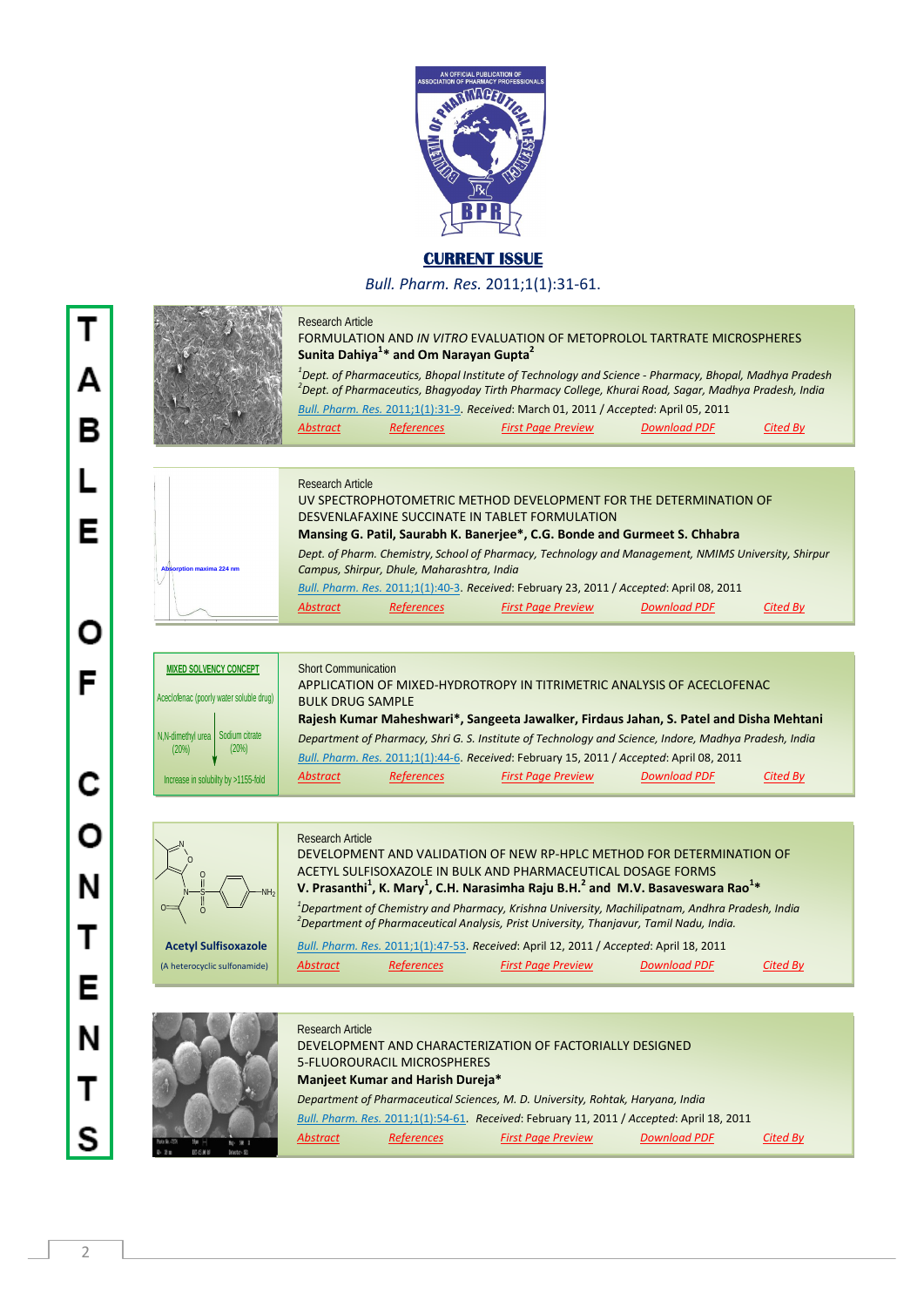AN OFFICIAL PUBLICATION OF ASSOCIATION OF PHARMACY PROFESSIONALS

BULLETIN OF PHARMACEUTICAL RESEARCH

BPR

# CURRENT ISSUE

*Bull. Pharm. Res.* 2011;1(1):31-61.

# TABLE OF CONTENTS

Research Article

FORMULATION AND *IN VITRO* EVALUATION OF METOPROLOL TARTRATE MICROSPHERES

**Sunita Dahiya[1]* and Om Narayan Gupta[2]**

*[1]Dept. of Pharmaceutics, Bhopal Institute of Technology and Science - Pharmacy, Bhopal, Madhya Pradesh*
*[2]Dept. of Pharmaceutics, Bhagyoday Tirth Pharmacy College, Khurai Road, Sagar, Madhya Pradesh, India*

*Bull. Pharm. Res.* 2011;1(1):31-9. *Received*: March 01, 2011 / *Accepted*: April 05, 2011

*Abstract* *References* *First Page Preview* *Download PDF* *Cited By*

---

Absorption maxima 224 nm

Research Article

UV SPECTROPHOTOMETRIC METHOD DEVELOPMENT FOR THE DETERMINATION OF DESVENLAFAXINE SUCCINATE IN TABLET FORMULATION

**Mansing G. Patil, Saurabh K. Banerjee*, C.G. Bonde and Gurmeet S. Chhabra**

*Dept. of Pharm. Chemistry, School of Pharmacy, Technology and Management, NMIMS University, Shirpur Campus, Shirpur, Dhule, Maharashtra, India*

*Bull. Pharm. Res.* 2011;1(1):40-3. *Received*: February 23, 2011 / *Accepted*: April 08, 2011

*Abstract* *References* *First Page Preview* *Download PDF* *Cited By*

---

MIXED SOLVENCY CONCEPT

Aceclofenac (poorly water soluble drug)

N,N-dimethyl urea (20%) | Sodium citrate (20%)

Increase in solubility by >1155-fold

Short Communication

APPLICATION OF MIXED-HYDROTROPY IN TITRIMETRIC ANALYSIS OF ACECLOFENAC BULK DRUG SAMPLE

**Rajesh Kumar Maheshwari*, Sangeeta Jawalker, Firdaus Jahan, S. Patel and Disha Mehtani**

*Department of Pharmacy, Shri G. S. Institute of Technology and Science, Indore, Madhya Pradesh, India*

*Bull. Pharm. Res.* 2011;1(1):44-6. *Received*: February 15, 2011 / *Accepted*: April 08, 2011

*Abstract* *References* *First Page Preview* *Download PDF* *Cited By*

---

**Acetyl Sulfisoxazole**

(A heterocyclic sulfonamide)

Research Article

DEVELOPMENT AND VALIDATION OF NEW RP-HPLC METHOD FOR DETERMINATION OF ACETYL SULFISOXAZOLE IN BULK AND PHARMACEUTICAL DOSAGE FORMS

**V. Prasanthi[1], K. Mary[1], C.H. Narasimha Raju B.H.[2] and M.V. Basaveswara Rao[1]***

*[1]Department of Chemistry and Pharmacy, Krishna University, Machilipatnam, Andhra Pradesh, India*
*[2]Department of Pharmaceutical Analysis, Prist University, Thanjavur, Tamil Nadu, India.*

*Bull. Pharm. Res.* 2011;1(1):47-53. *Received*: April 12, 2011 / *Accepted*: April 18, 2011

*Abstract* *References* *First Page Preview* *Download PDF* *Cited By*

---

Research Article

DEVELOPMENT AND CHARACTERIZATION OF FACTORIALLY DESIGNED 5-FLUOROURACIL MICROSPHERES

**Manjeet Kumar and Harish Dureja***

*Department of Pharmaceutical Sciences, M. D. University, Rohtak, Haryana, India*

*Bull. Pharm. Res.* 2011;1(1):54-61. *Received*: February 11, 2011 / *Accepted*: April 18, 2011

*Abstract* *References* *First Page Preview* *Download PDF* *Cited By*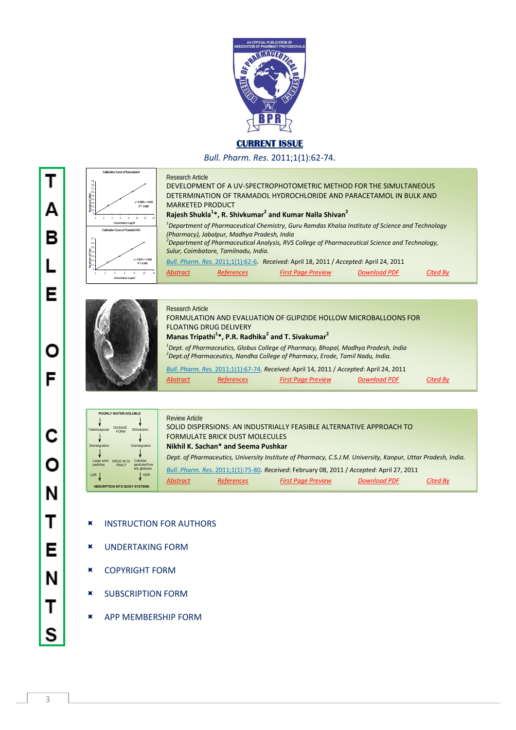# CURRENT ISSUE

*Bull. Pharm. Res.* 2011;1(1):62-74.

## TABLE OF CONTENTS

Calibration Curve of Paracetamol

y = 0.0685x + 0.0102

R² = 0.9992

Concentration in µg/ml

Calibration Curve of Tramadol HCl

y = 0.0827x + 0.0036

R² = 0.9991

Concentration in µg/ml

Research Article

DEVELOPMENT OF A UV-SPECTROPHOTOMETRIC METHOD FOR THE SIMULTANEOUS DETERMINATION OF TRAMADOL HYDROCHLORIDE AND PARACETAMOL IN BULK AND MARKETED PRODUCT

**Rajesh Shukla[1]*, R. Shivkumar[2] and Kumar Nalla Shivan[2]**

*[1]Department of Pharmaceutical Chemistry, Guru Ramdas Khalsa Institute of Science and Technology (Pharmacy), Jabalpur, Madhya Pradesh, India*
*[2]Department of Pharmaceutical Analysis, RVS College of Pharmaceutical Science and Technology, Sulur, Coimbatore, Tamilnadu, India.*

*Bull. Pharm. Res.* 2011;1(1):62-6. *Received*: April 18, 2011 / *Accepted*: April 24, 2011

*Abstract* *References* *First Page Preview* *Download PDF* *Cited By*

Research Article

FORMULATION AND EVALUATION OF GLIPIZIDE HOLLOW MICROBALLOONS FOR FLOATING DRUG DELIVERY

**Manas Tripathi[1]*, P.R. Radhika[2] and T. Sivakumar[2]**

*[1]Dept. of Pharmaceutics, Globus College of Pharmacy, Bhopal, Madhya Pradesh, India*
*[2]Dept.of Pharmaceutics, Nandha College of Pharmacy, Erode, Tamil Nadu, India.*

*Bull. Pharm. Res.* 2011;1(1):67-74. *Received*: April 14, 2011 / *Accepted*: April 24, 2011

*Abstract* *References* *First Page Preview* *Download PDF* *Cited By*

POORLY WATER-SOLUBLE

Tablet/capsule — DOSAGE FORM — SD/solution

Disintegration — Disintegration

Large solid particles — DRUG IN GI TRACT — Colloidal particles/Fine oily globules

LDR — HDR

ABSORPTION INTO BODY SYSTEMS

Review Article

SOLID DISPERSIONS: AN INDUSTRIALLY FEASIBLE ALTERNATIVE APPROACH TO FORMULATE BRICK DUST MOLECULES

**Nikhil K. Sachan* and Seema Pushkar**

*Dept. of Pharmaceutics, University Institute of Pharmacy, C.S.J.M. University, Kanpur, Uttar Pradesh, India.*

*Bull. Pharm. Res.* 2011;1(1):75-80. *Received*: February 08, 2011 / *Accepted*: April 27, 2011

*Abstract* *References* *First Page Preview* *Download PDF* *Cited By*

- INSTRUCTION FOR AUTHORS
- UNDERTAKING FORM
- COPYRIGHT FORM
- SUBSCRIPTION FORM
- APP MEMBERSHIP FORM